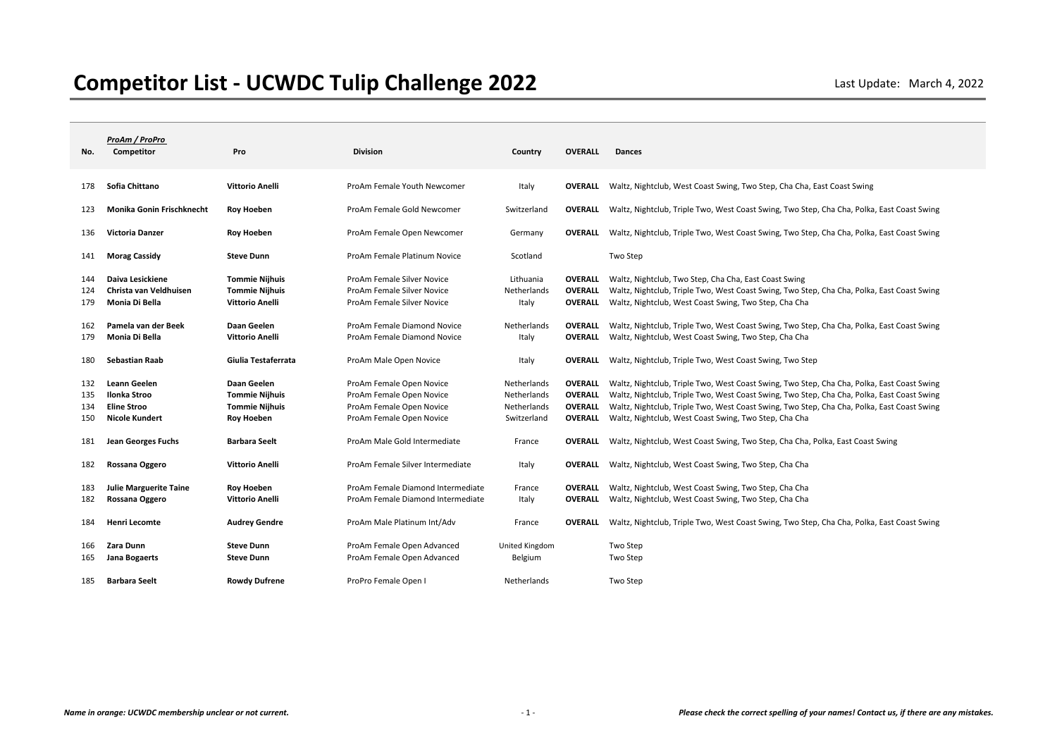# Competitor List - UCWDC Tulip Challenge 2022

Last Update: March 4, 2022

| No. | *ProAm / ProPro* Competitor | Pro | Division | Country | OVERALL | Dances |
|---|---|---|---|---|---|---|
| 178 | **Sofia Chittano** | **Vittorio Anelli** | ProAm Female Youth Newcomer | Italy | **OVERALL** | Waltz, Nightclub, West Coast Swing, Two Step, Cha Cha, East Coast Swing |
| 123 | **Monika Gonin Frischknecht** | **Roy Hoeben** | ProAm Female Gold Newcomer | Switzerland | **OVERALL** | Waltz, Nightclub, Triple Two, West Coast Swing, Two Step, Cha Cha, Polka, East Coast Swing |
| 136 | **Victoria Danzer** | **Roy Hoeben** | ProAm Female Open Newcomer | Germany | **OVERALL** | Waltz, Nightclub, Triple Two, West Coast Swing, Two Step, Cha Cha, Polka, East Coast Swing |
| 141 | **Morag Cassidy** | **Steve Dunn** | ProAm Female Platinum Novice | Scotland | | Two Step |
| 144 | **Daiva Lesickiene** | **Tommie Nijhuis** | ProAm Female Silver Novice | Lithuania | **OVERALL** | Waltz, Nightclub, Two Step, Cha Cha, East Coast Swing |
| 124 | **Christa van Veldhuisen** | **Tommie Nijhuis** | ProAm Female Silver Novice | Netherlands | **OVERALL** | Waltz, Nightclub, Triple Two, West Coast Swing, Two Step, Cha Cha, Polka, East Coast Swing |
| 179 | **Monia Di Bella** | **Vittorio Anelli** | ProAm Female Silver Novice | Italy | **OVERALL** | Waltz, Nightclub, West Coast Swing, Two Step, Cha Cha |
| 162 | **Pamela van der Beek** | **Daan Geelen** | ProAm Female Diamond Novice | Netherlands | **OVERALL** | Waltz, Nightclub, Triple Two, West Coast Swing, Two Step, Cha Cha, Polka, East Coast Swing |
| 179 | **Monia Di Bella** | **Vittorio Anelli** | ProAm Female Diamond Novice | Italy | **OVERALL** | Waltz, Nightclub, West Coast Swing, Two Step, Cha Cha |
| 180 | **Sebastian Raab** | **Giulia Testaferrata** | ProAm Male Open Novice | Italy | **OVERALL** | Waltz, Nightclub, Triple Two, West Coast Swing, Two Step |
| 132 | **Leann Geelen** | **Daan Geelen** | ProAm Female Open Novice | Netherlands | **OVERALL** | Waltz, Nightclub, Triple Two, West Coast Swing, Two Step, Cha Cha, Polka, East Coast Swing |
| 135 | **Ilonka Stroo** | **Tommie Nijhuis** | ProAm Female Open Novice | Netherlands | **OVERALL** | Waltz, Nightclub, Triple Two, West Coast Swing, Two Step, Cha Cha, Polka, East Coast Swing |
| 134 | **Eline Stroo** | **Tommie Nijhuis** | ProAm Female Open Novice | Netherlands | **OVERALL** | Waltz, Nightclub, Triple Two, West Coast Swing, Two Step, Cha Cha, Polka, East Coast Swing |
| 150 | **Nicole Kundert** | **Roy Hoeben** | ProAm Female Open Novice | Switzerland | **OVERALL** | Waltz, Nightclub, West Coast Swing, Two Step, Cha Cha |
| 181 | **Jean Georges Fuchs** | **Barbara Seelt** | ProAm Male Gold Intermediate | France | **OVERALL** | Waltz, Nightclub, West Coast Swing, Two Step, Cha Cha, Polka, East Coast Swing |
| 182 | **Rossana Oggero** | **Vittorio Anelli** | ProAm Female Silver Intermediate | Italy | **OVERALL** | Waltz, Nightclub, West Coast Swing, Two Step, Cha Cha |
| 183 | **Julie Marguerite Taine** | **Roy Hoeben** | ProAm Female Diamond Intermediate | France | **OVERALL** | Waltz, Nightclub, West Coast Swing, Two Step, Cha Cha |
| 182 | **Rossana Oggero** | **Vittorio Anelli** | ProAm Female Diamond Intermediate | Italy | **OVERALL** | Waltz, Nightclub, West Coast Swing, Two Step, Cha Cha |
| 184 | **Henri Lecomte** | **Audrey Gendre** | ProAm Male Platinum Int/Adv | France | **OVERALL** | Waltz, Nightclub, Triple Two, West Coast Swing, Two Step, Cha Cha, Polka, East Coast Swing |
| 166 | **Zara Dunn** | **Steve Dunn** | ProAm Female Open Advanced | United Kingdom | | Two Step |
| 165 | **Jana Bogaerts** | **Steve Dunn** | ProAm Female Open Advanced | Belgium | | Two Step |
| 185 | **Barbara Seelt** | **Rowdy Dufrene** | ProPro Female Open I | Netherlands | | Two Step |

*Name in orange: UCWDC membership unclear or not current.*

***Please check the correct spelling of your names! Contact us, if there are any mistakes.***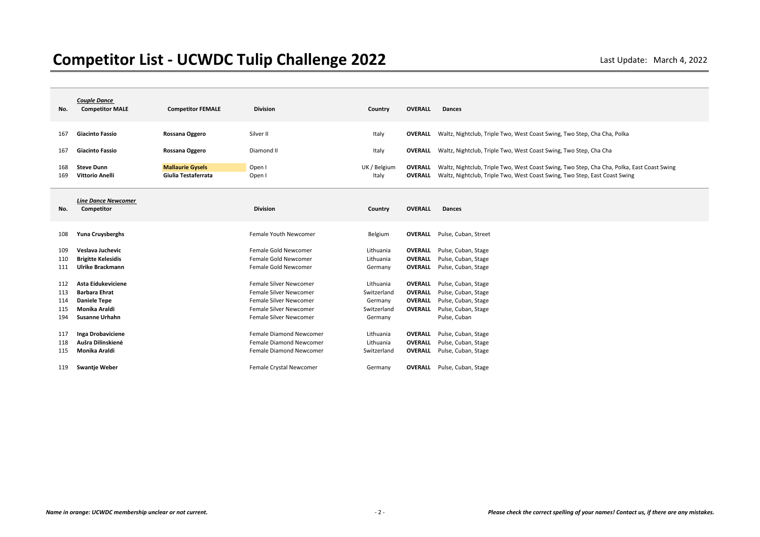# Competitor List - UCWDC Tulip Challenge 2022

Last Update: March 4, 2022

| No. | *Couple Dance* Competitor MALE | Competitor FEMALE | Division | Country | OVERALL | Dances |
|---|---|---|---|---|---|---|
| 167 | **Giacinto Fassio** | **Rossana Oggero** | Silver II | Italy | **OVERALL** | Waltz, Nightclub, Triple Two, West Coast Swing, Two Step, Cha Cha, Polka |
| 167 | **Giacinto Fassio** | **Rossana Oggero** | Diamond II | Italy | **OVERALL** | Waltz, Nightclub, Triple Two, West Coast Swing, Two Step, Cha Cha |
| 168 | **Steve Dunn** | **Mallaurie Gysels** | Open I | UK / Belgium | **OVERALL** | Waltz, Nightclub, Triple Two, West Coast Swing, Two Step, Cha Cha, Polka, East Coast Swing |
| 169 | **Vittorio Anelli** | **Giulia Testaferrata** | Open I | Italy | **OVERALL** | Waltz, Nightclub, Triple Two, West Coast Swing, Two Step, East Coast Swing |

| No. | *Line Dance Newcomer* Competitor | Division | Country | OVERALL | Dances |
|---|---|---|---|---|---|
| 108 | **Yuna Cruysberghs** | Female Youth Newcomer | Belgium | **OVERALL** | Pulse, Cuban, Street |
| 109 | **Veslava Juchevic** | Female Gold Newcomer | Lithuania | **OVERALL** | Pulse, Cuban, Stage |
| 110 | **Brigitte Kelesidis** | Female Gold Newcomer | Lithuania | **OVERALL** | Pulse, Cuban, Stage |
| 111 | **Ulrike Brackmann** | Female Gold Newcomer | Germany | **OVERALL** | Pulse, Cuban, Stage |
| 112 | **Asta Eidukeviciene** | Female Silver Newcomer | Lithuania | **OVERALL** | Pulse, Cuban, Stage |
| 113 | **Barbara Ehrat** | Female Silver Newcomer | Switzerland | **OVERALL** | Pulse, Cuban, Stage |
| 114 | **Daniele Tepe** | Female Silver Newcomer | Germany | **OVERALL** | Pulse, Cuban, Stage |
| 115 | **Monika Araldi** | Female Silver Newcomer | Switzerland | **OVERALL** | Pulse, Cuban, Stage |
| 194 | **Susanne Urhahn** | Female Silver Newcomer | Germany | | Pulse, Cuban |
| 117 | **Inga Drobaviciene** | Female Diamond Newcomer | Lithuania | **OVERALL** | Pulse, Cuban, Stage |
| 118 | **Aušra Dilinskienė** | Female Diamond Newcomer | Lithuania | **OVERALL** | Pulse, Cuban, Stage |
| 115 | **Monika Araldi** | Female Diamond Newcomer | Switzerland | **OVERALL** | Pulse, Cuban, Stage |
| 119 | **Swantje Weber** | Female Crystal Newcomer | Germany | **OVERALL** | Pulse, Cuban, Stage |

*Name in orange: UCWDC membership unclear or not current.*

*Please check the correct spelling of your names! Contact us, if there are any mistakes.*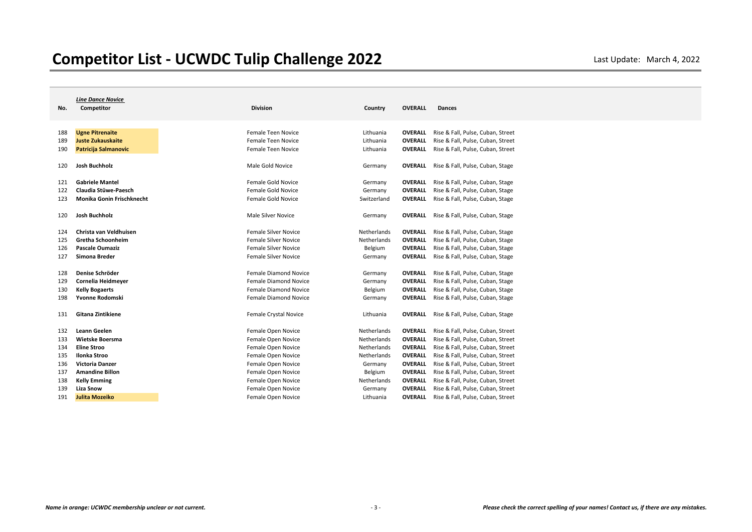# Competitor List - UCWDC Tulip Challenge 2022

Last Update: March 4, 2022

***Line Dance Novice***

| No. | Competitor | Division | Country | OVERALL | Dances |
|---|---|---|---|---|---|
| 188 | **Ugne Pitrenaite** | Female Teen Novice | Lithuania | **OVERALL** | Rise & Fall, Pulse, Cuban, Street |
| 189 | **Juste Zukauskaite** | Female Teen Novice | Lithuania | **OVERALL** | Rise & Fall, Pulse, Cuban, Street |
| 190 | **Patricija Salmanovic** | Female Teen Novice | Lithuania | **OVERALL** | Rise & Fall, Pulse, Cuban, Street |
| 120 | **Josh Buchholz** | Male Gold Novice | Germany | **OVERALL** | Rise & Fall, Pulse, Cuban, Stage |
| 121 | **Gabriele Mantel** | Female Gold Novice | Germany | **OVERALL** | Rise & Fall, Pulse, Cuban, Stage |
| 122 | **Claudia Stüwe-Paesch** | Female Gold Novice | Germany | **OVERALL** | Rise & Fall, Pulse, Cuban, Stage |
| 123 | **Monika Gonin Frischknecht** | Female Gold Novice | Switzerland | **OVERALL** | Rise & Fall, Pulse, Cuban, Stage |
| 120 | **Josh Buchholz** | Male Silver Novice | Germany | **OVERALL** | Rise & Fall, Pulse, Cuban, Stage |
| 124 | **Christa van Veldhuisen** | Female Silver Novice | Netherlands | **OVERALL** | Rise & Fall, Pulse, Cuban, Stage |
| 125 | **Gretha Schoonheim** | Female Silver Novice | Netherlands | **OVERALL** | Rise & Fall, Pulse, Cuban, Stage |
| 126 | **Pascale Oumaziz** | Female Silver Novice | Belgium | **OVERALL** | Rise & Fall, Pulse, Cuban, Stage |
| 127 | **Simona Breder** | Female Silver Novice | Germany | **OVERALL** | Rise & Fall, Pulse, Cuban, Stage |
| 128 | **Denise Schröder** | Female Diamond Novice | Germany | **OVERALL** | Rise & Fall, Pulse, Cuban, Stage |
| 129 | **Cornelia Heidmeyer** | Female Diamond Novice | Germany | **OVERALL** | Rise & Fall, Pulse, Cuban, Stage |
| 130 | **Kelly Bogaerts** | Female Diamond Novice | Belgium | **OVERALL** | Rise & Fall, Pulse, Cuban, Stage |
| 198 | **Yvonne Rodomski** | Female Diamond Novice | Germany | **OVERALL** | Rise & Fall, Pulse, Cuban, Stage |
| 131 | **Gitana Zintikiene** | Female Crystal Novice | Lithuania | **OVERALL** | Rise & Fall, Pulse, Cuban, Stage |
| 132 | **Leann Geelen** | Female Open Novice | Netherlands | **OVERALL** | Rise & Fall, Pulse, Cuban, Street |
| 133 | **Wietske Boersma** | Female Open Novice | Netherlands | **OVERALL** | Rise & Fall, Pulse, Cuban, Street |
| 134 | **Eline Stroo** | Female Open Novice | Netherlands | **OVERALL** | Rise & Fall, Pulse, Cuban, Street |
| 135 | **Ilonka Stroo** | Female Open Novice | Netherlands | **OVERALL** | Rise & Fall, Pulse, Cuban, Street |
| 136 | **Victoria Danzer** | Female Open Novice | Germany | **OVERALL** | Rise & Fall, Pulse, Cuban, Street |
| 137 | **Amandine Billon** | Female Open Novice | Belgium | **OVERALL** | Rise & Fall, Pulse, Cuban, Street |
| 138 | **Kelly Emming** | Female Open Novice | Netherlands | **OVERALL** | Rise & Fall, Pulse, Cuban, Street |
| 139 | **Liza Snow** | Female Open Novice | Germany | **OVERALL** | Rise & Fall, Pulse, Cuban, Street |
| 191 | **Julita Mozeiko** | Female Open Novice | Lithuania | **OVERALL** | Rise & Fall, Pulse, Cuban, Street |

*Name in orange: UCWDC membership unclear or not current.*

*Please check the correct spelling of your names! Contact us, if there are any mistakes.*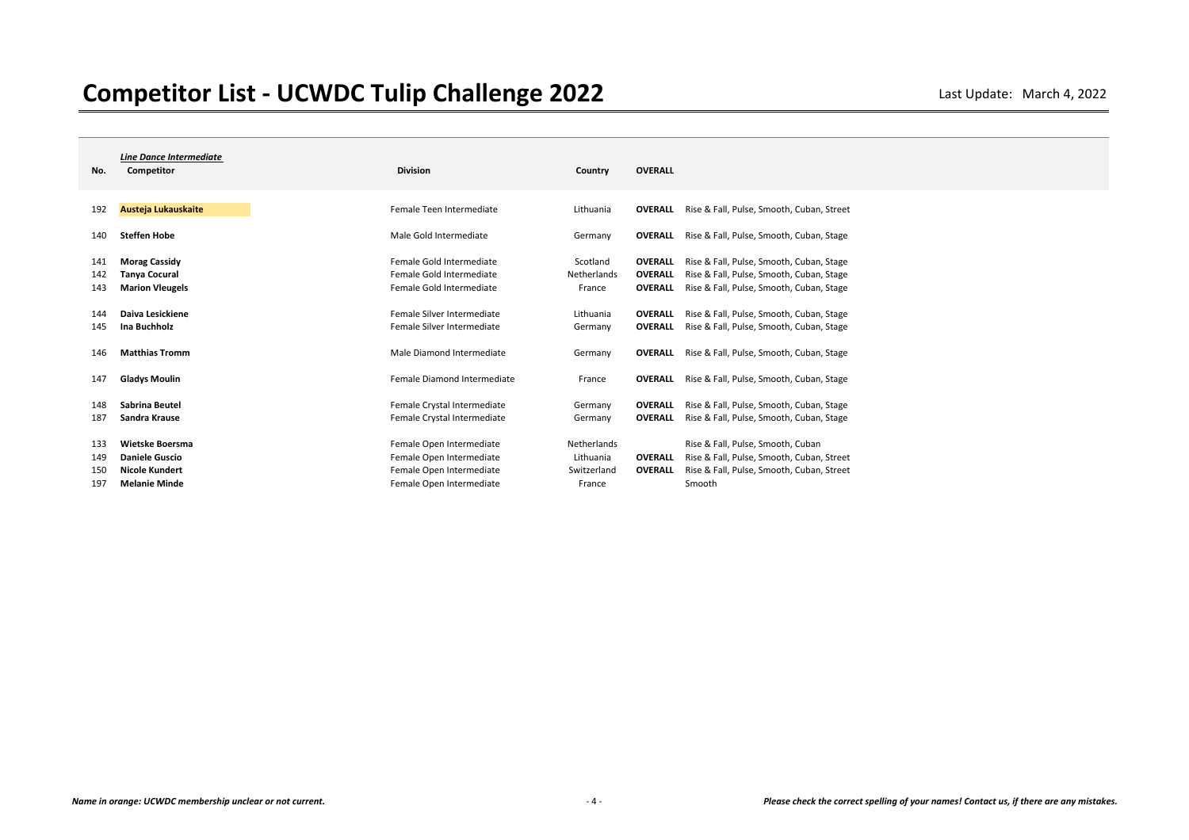# Competitor List - UCWDC Tulip Challenge 2022

Last Update: March 4, 2022

| No. | *Line Dance Intermediate* Competitor | Division | Country | OVERALL | |
|---|---|---|---|---|---|
| 192 | **Austeja Lukauskaite** | Female Teen Intermediate | Lithuania | **OVERALL** | Rise & Fall, Pulse, Smooth, Cuban, Street |
| 140 | **Steffen Hobe** | Male Gold Intermediate | Germany | **OVERALL** | Rise & Fall, Pulse, Smooth, Cuban, Stage |
| 141 | **Morag Cassidy** | Female Gold Intermediate | Scotland | **OVERALL** | Rise & Fall, Pulse, Smooth, Cuban, Stage |
| 142 | **Tanya Cocural** | Female Gold Intermediate | Netherlands | **OVERALL** | Rise & Fall, Pulse, Smooth, Cuban, Stage |
| 143 | **Marion Vleugels** | Female Gold Intermediate | France | **OVERALL** | Rise & Fall, Pulse, Smooth, Cuban, Stage |
| 144 | **Daiva Lesickiene** | Female Silver Intermediate | Lithuania | **OVERALL** | Rise & Fall, Pulse, Smooth, Cuban, Stage |
| 145 | **Ina Buchholz** | Female Silver Intermediate | Germany | **OVERALL** | Rise & Fall, Pulse, Smooth, Cuban, Stage |
| 146 | **Matthias Tromm** | Male Diamond Intermediate | Germany | **OVERALL** | Rise & Fall, Pulse, Smooth, Cuban, Stage |
| 147 | **Gladys Moulin** | Female Diamond Intermediate | France | **OVERALL** | Rise & Fall, Pulse, Smooth, Cuban, Stage |
| 148 | **Sabrina Beutel** | Female Crystal Intermediate | Germany | **OVERALL** | Rise & Fall, Pulse, Smooth, Cuban, Stage |
| 187 | **Sandra Krause** | Female Crystal Intermediate | Germany | **OVERALL** | Rise & Fall, Pulse, Smooth, Cuban, Stage |
| 133 | **Wietske Boersma** | Female Open Intermediate | Netherlands | | Rise & Fall, Pulse, Smooth, Cuban |
| 149 | **Daniele Guscio** | Female Open Intermediate | Lithuania | **OVERALL** | Rise & Fall, Pulse, Smooth, Cuban, Street |
| 150 | **Nicole Kundert** | Female Open Intermediate | Switzerland | **OVERALL** | Rise & Fall, Pulse, Smooth, Cuban, Street |
| 197 | **Melanie Minde** | Female Open Intermediate | France | | Smooth |

*Name in orange: UCWDC membership unclear or not current.*

*Please check the correct spelling of your names! Contact us, if there are any mistakes.*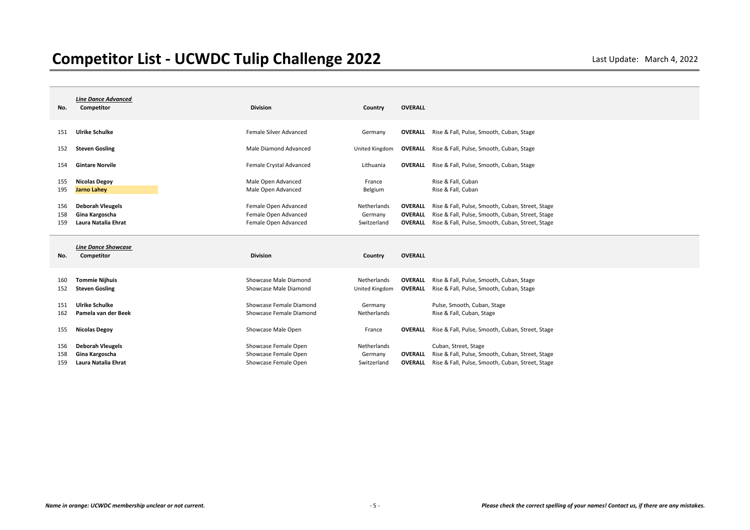# Competitor List - UCWDC Tulip Challenge 2022

Last Update: March 4, 2022

***Line Dance Advanced***

| No. | Competitor | Division | Country | OVERALL | |
|---|---|---|---|---|---|
| 151 | **Ulrike Schulke** | Female Silver Advanced | Germany | **OVERALL** | Rise & Fall, Pulse, Smooth, Cuban, Stage |
| 152 | **Steven Gosling** | Male Diamond Advanced | United Kingdom | **OVERALL** | Rise & Fall, Pulse, Smooth, Cuban, Stage |
| 154 | **Gintare Norvile** | Female Crystal Advanced | Lithuania | **OVERALL** | Rise & Fall, Pulse, Smooth, Cuban, Stage |
| 155 | **Nicolas Degoy** | Male Open Advanced | France | | Rise & Fall, Cuban |
| 195 | **Jarno Lahey** | Male Open Advanced | Belgium | | Rise & Fall, Cuban |
| 156 | **Deborah Vleugels** | Female Open Advanced | Netherlands | **OVERALL** | Rise & Fall, Pulse, Smooth, Cuban, Street, Stage |
| 158 | **Gina Kargoscha** | Female Open Advanced | Germany | **OVERALL** | Rise & Fall, Pulse, Smooth, Cuban, Street, Stage |
| 159 | **Laura Natalia Ehrat** | Female Open Advanced | Switzerland | **OVERALL** | Rise & Fall, Pulse, Smooth, Cuban, Street, Stage |

***Line Dance Showcase***

| No. | Competitor | Division | Country | OVERALL | |
|---|---|---|---|---|---|
| 160 | **Tommie Nijhuis** | Showcase Male Diamond | Netherlands | **OVERALL** | Rise & Fall, Pulse, Smooth, Cuban, Stage |
| 152 | **Steven Gosling** | Showcase Male Diamond | United Kingdom | **OVERALL** | Rise & Fall, Pulse, Smooth, Cuban, Stage |
| 151 | **Ulrike Schulke** | Showcase Female Diamond | Germany | | Pulse, Smooth, Cuban, Stage |
| 162 | **Pamela van der Beek** | Showcase Female Diamond | Netherlands | | Rise & Fall, Cuban, Stage |
| 155 | **Nicolas Degoy** | Showcase Male Open | France | **OVERALL** | Rise & Fall, Pulse, Smooth, Cuban, Street, Stage |
| 156 | **Deborah Vleugels** | Showcase Female Open | Netherlands | | Cuban, Street, Stage |
| 158 | **Gina Kargoscha** | Showcase Female Open | Germany | **OVERALL** | Rise & Fall, Pulse, Smooth, Cuban, Street, Stage |
| 159 | **Laura Natalia Ehrat** | Showcase Female Open | Switzerland | **OVERALL** | Rise & Fall, Pulse, Smooth, Cuban, Street, Stage |

*Name in orange: UCWDC membership unclear or not current.*

*Please check the correct spelling of your names! Contact us, if there are any mistakes.*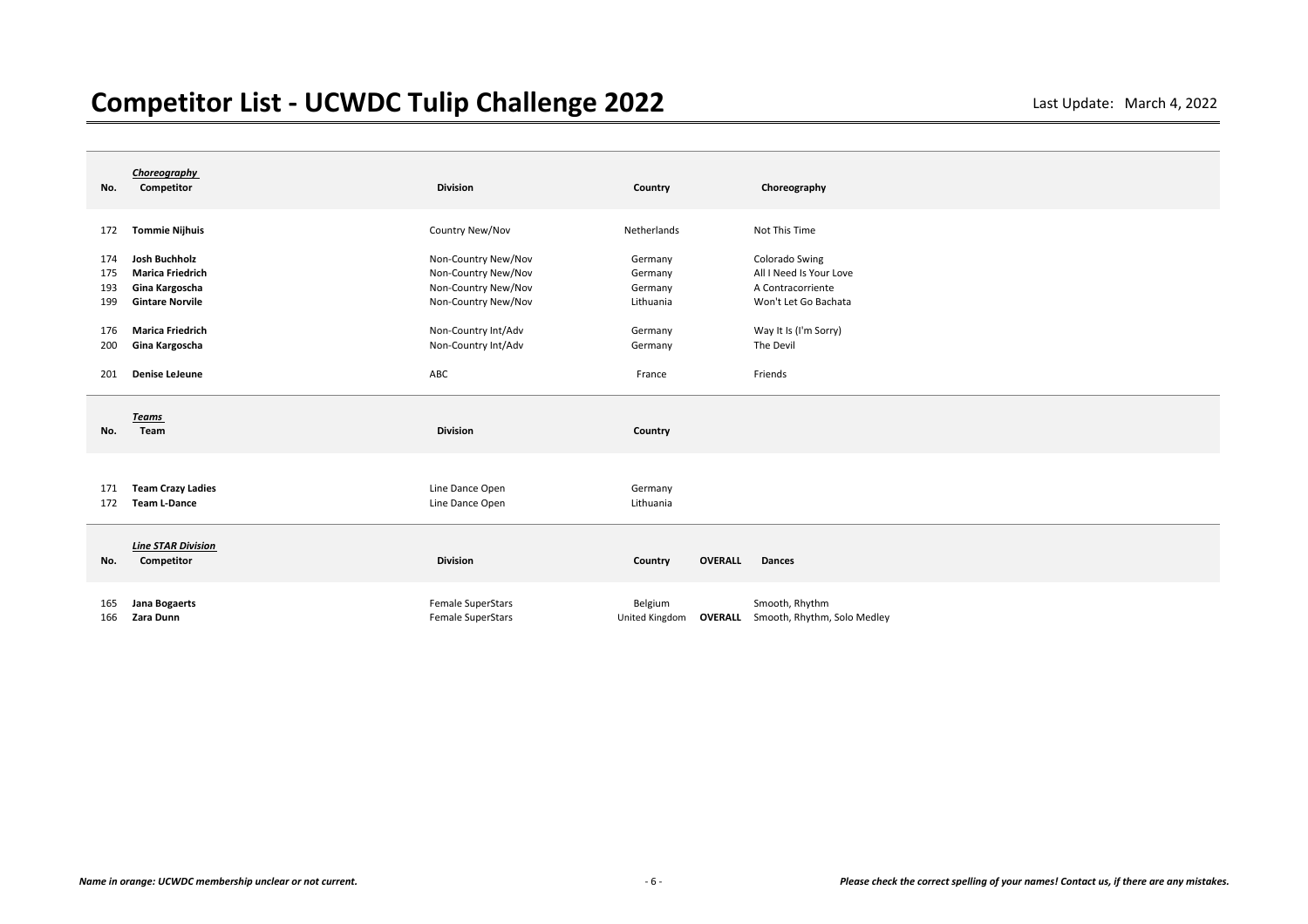# Competitor List - UCWDC Tulip Challenge 2022

Last Update: March 4, 2022

### Choreography

| No. | Competitor | Division | Country | Choreography |
|---|---|---|---|---|
| 172 | **Tommie Nijhuis** | Country New/Nov | Netherlands | Not This Time |
| 174 | **Josh Buchholz** | Non-Country New/Nov | Germany | Colorado Swing |
| 175 | **Marica Friedrich** | Non-Country New/Nov | Germany | All I Need Is Your Love |
| 193 | **Gina Kargoscha** | Non-Country New/Nov | Germany | A Contracorriente |
| 199 | **Gintare Norvile** | Non-Country New/Nov | Lithuania | Won't Let Go Bachata |
| 176 | **Marica Friedrich** | Non-Country Int/Adv | Germany | Way It Is (I'm Sorry) |
| 200 | **Gina Kargoscha** | Non-Country Int/Adv | Germany | The Devil |
| 201 | **Denise LeJeune** | ABC | France | Friends |

### Teams

| No. | Team | Division | Country |
|---|---|---|---|
| 171 | **Team Crazy Ladies** | Line Dance Open | Germany |
| 172 | **Team L-Dance** | Line Dance Open | Lithuania |

### Line STAR Division

| No. | Competitor | Division | Country | OVERALL | Dances |
|---|---|---|---|---|---|
| 165 | **Jana Bogaerts** | Female SuperStars | Belgium | | Smooth, Rhythm |
| 166 | **Zara Dunn** | Female SuperStars | United Kingdom | **OVERALL** | Smooth, Rhythm, Solo Medley |

*Name in orange: UCWDC membership unclear or not current.*

*Please check the correct spelling of your names! Contact us, if there are any mistakes.*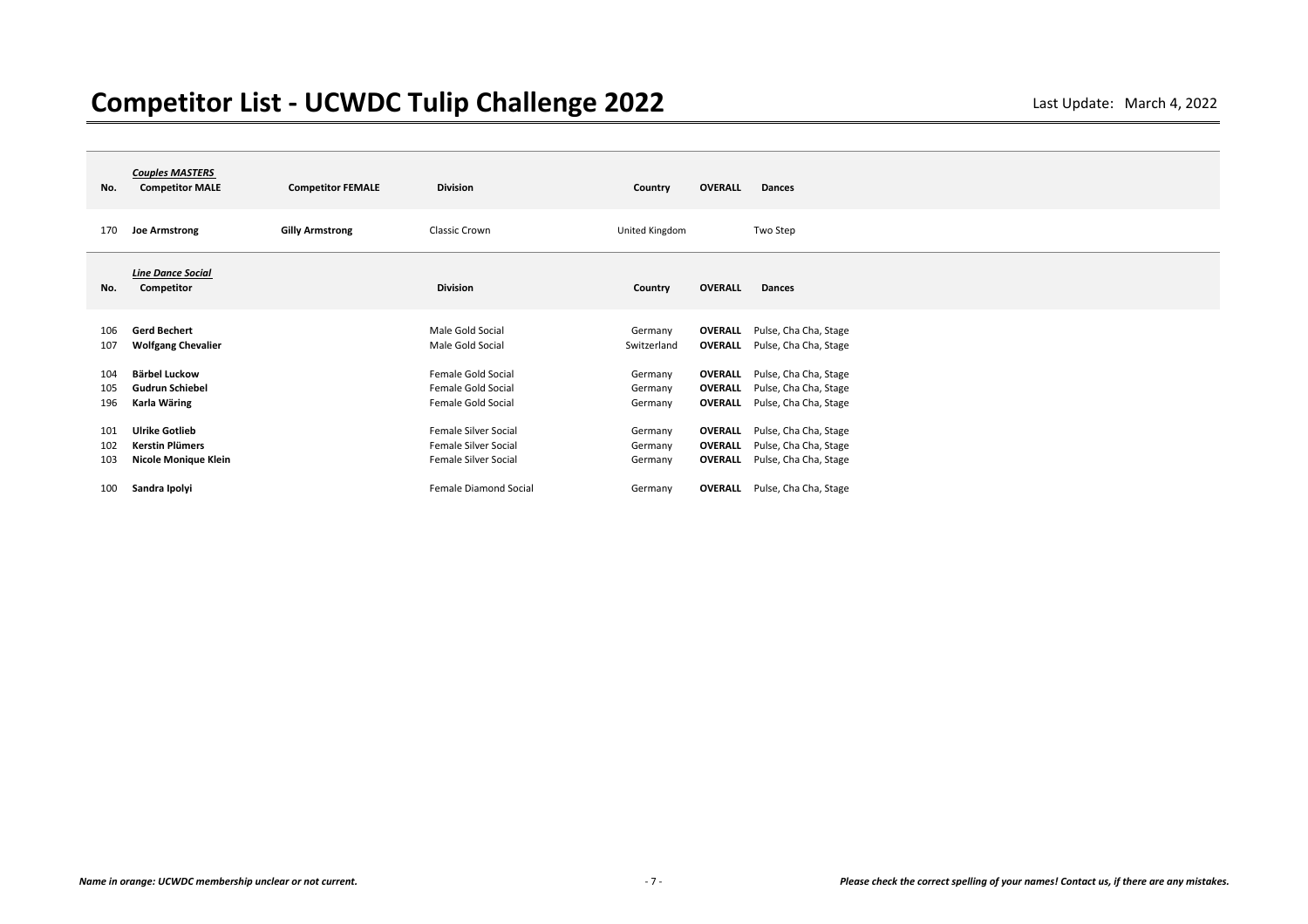# Competitor List - UCWDC Tulip Challenge 2022

Last Update: March 4, 2022

| No. | ***Couples MASTERS*** **Competitor MALE** | **Competitor FEMALE** | **Division** | **Country** | **OVERALL** | **Dances** |
|---|---|---|---|---|---|---|
| 170 | **Joe Armstrong** | **Gilly Armstrong** | Classic Crown | United Kingdom | | Two Step |

| No. | ***Line Dance Social*** **Competitor** | **Division** | **Country** | **OVERALL** | **Dances** |
|---|---|---|---|---|---|
| 106 | **Gerd Bechert** | Male Gold Social | Germany | **OVERALL** | Pulse, Cha Cha, Stage |
| 107 | **Wolfgang Chevalier** | Male Gold Social | Switzerland | **OVERALL** | Pulse, Cha Cha, Stage |
| 104 | **Bärbel Luckow** | Female Gold Social | Germany | **OVERALL** | Pulse, Cha Cha, Stage |
| 105 | **Gudrun Schiebel** | Female Gold Social | Germany | **OVERALL** | Pulse, Cha Cha, Stage |
| 196 | **Karla Wäring** | Female Gold Social | Germany | **OVERALL** | Pulse, Cha Cha, Stage |
| 101 | **Ulrike Gotlieb** | Female Silver Social | Germany | **OVERALL** | Pulse, Cha Cha, Stage |
| 102 | **Kerstin Plümers** | Female Silver Social | Germany | **OVERALL** | Pulse, Cha Cha, Stage |
| 103 | **Nicole Monique Klein** | Female Silver Social | Germany | **OVERALL** | Pulse, Cha Cha, Stage |
| 100 | **Sandra Ipolyi** | Female Diamond Social | Germany | **OVERALL** | Pulse, Cha Cha, Stage |

*Name in orange: UCWDC membership unclear or not current.*

*Please check the correct spelling of your names! Contact us, if there are any mistakes.*